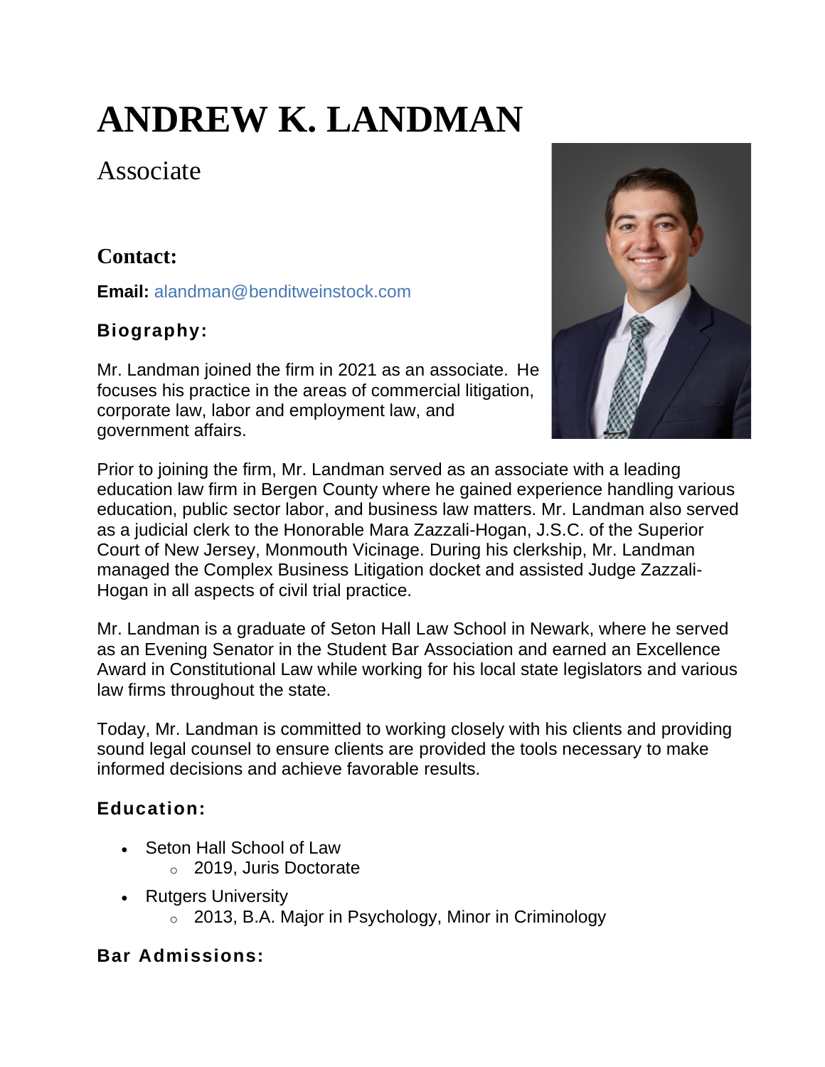# ANDREW K. LANDMAN

Associate

## Contact:

**Email:** alandman@benditweinstock.com

### Biography:

Mr. Landman joined the firm in 2021 as an associate. He focuses his practice in the areas of commercial litigation, corporate law, labor and employment law, and government affairs.

Prior to joining the firm, Mr. Landman served as an associate with a leading education law firm in Bergen County where he gained experience handling various education, public sector labor, and business law matters. Mr. Landman also served as a judicial clerk to the Honorable Mara Zazzali-Hogan, J.S.C. of the Superior Court of New Jersey, Monmouth Vicinage. During his clerkship, Mr. Landman managed the Complex Business Litigation docket and assisted Judge Zazzali-Hogan in all aspects of civil trial practice.

Mr. Landman is a graduate of Seton Hall Law School in Newark, where he served as an Evening Senator in the Student Bar Association and earned an Excellence Award in Constitutional Law while working for his local state legislators and various law firms throughout the state.

Today, Mr. Landman is committed to working closely with his clients and providing sound legal counsel to ensure clients are provided the tools necessary to make informed decisions and achieve favorable results.

### Education:

- Seton Hall School of Law
  - 2019, Juris Doctorate
- Rutgers University
  - 2013, B.A. Major in Psychology, Minor in Criminology

### Bar Admissions: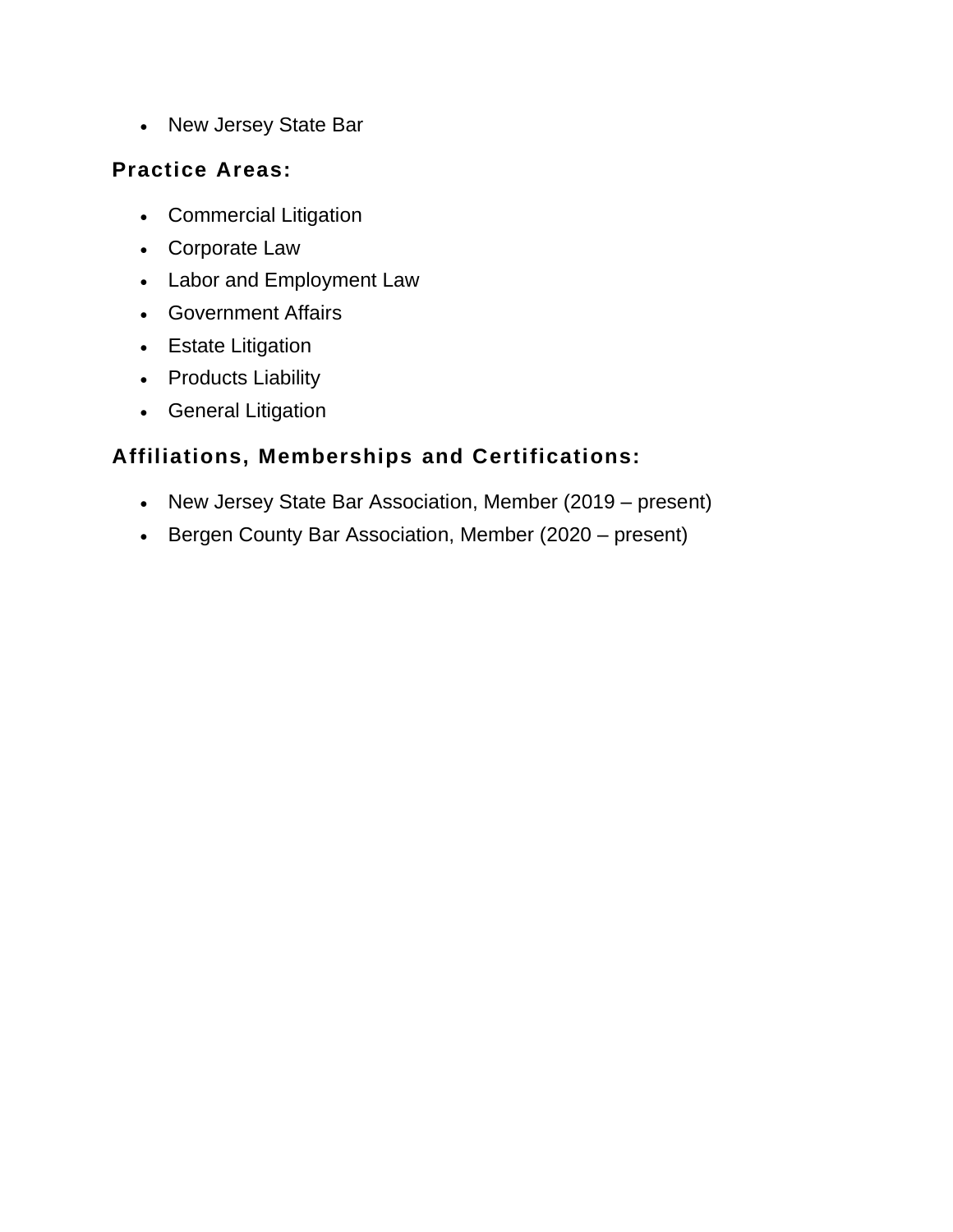- New Jersey State Bar

### Practice Areas:

- Commercial Litigation
- Corporate Law
- Labor and Employment Law
- Government Affairs
- Estate Litigation
- Products Liability
- General Litigation

### Affiliations, Memberships and Certifications:

- New Jersey State Bar Association, Member (2019 – present)
- Bergen County Bar Association, Member (2020 – present)